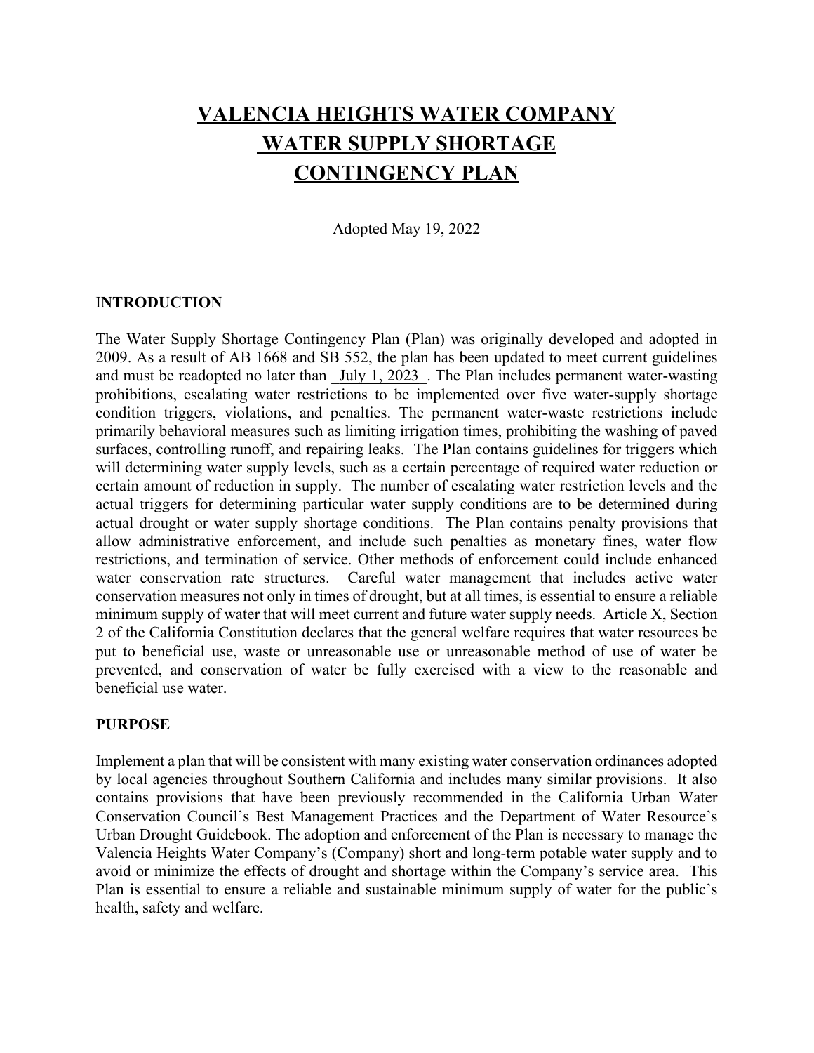# VALENCIA HEIGHTS WATER COMPANY
# WATER SUPPLY SHORTAGE
# CONTINGENCY PLAN

Adopted May 19, 2022

## INTRODUCTION

The Water Supply Shortage Contingency Plan (Plan) was originally developed and adopted in 2009. As a result of AB 1668 and SB 552, the plan has been updated to meet current guidelines and must be readopted no later than July 1, 2023. The Plan includes permanent water-wasting prohibitions, escalating water restrictions to be implemented over five water-supply shortage condition triggers, violations, and penalties. The permanent water-waste restrictions include primarily behavioral measures such as limiting irrigation times, prohibiting the washing of paved surfaces, controlling runoff, and repairing leaks. The Plan contains guidelines for triggers which will determining water supply levels, such as a certain percentage of required water reduction or certain amount of reduction in supply. The number of escalating water restriction levels and the actual triggers for determining particular water supply conditions are to be determined during actual drought or water supply shortage conditions. The Plan contains penalty provisions that allow administrative enforcement, and include such penalties as monetary fines, water flow restrictions, and termination of service. Other methods of enforcement could include enhanced water conservation rate structures. Careful water management that includes active water conservation measures not only in times of drought, but at all times, is essential to ensure a reliable minimum supply of water that will meet current and future water supply needs. Article X, Section 2 of the California Constitution declares that the general welfare requires that water resources be put to beneficial use, waste or unreasonable use or unreasonable method of use of water be prevented, and conservation of water be fully exercised with a view to the reasonable and beneficial use water.

## PURPOSE

Implement a plan that will be consistent with many existing water conservation ordinances adopted by local agencies throughout Southern California and includes many similar provisions. It also contains provisions that have been previously recommended in the California Urban Water Conservation Council's Best Management Practices and the Department of Water Resource's Urban Drought Guidebook. The adoption and enforcement of the Plan is necessary to manage the Valencia Heights Water Company's (Company) short and long-term potable water supply and to avoid or minimize the effects of drought and shortage within the Company's service area. This Plan is essential to ensure a reliable and sustainable minimum supply of water for the public's health, safety and welfare.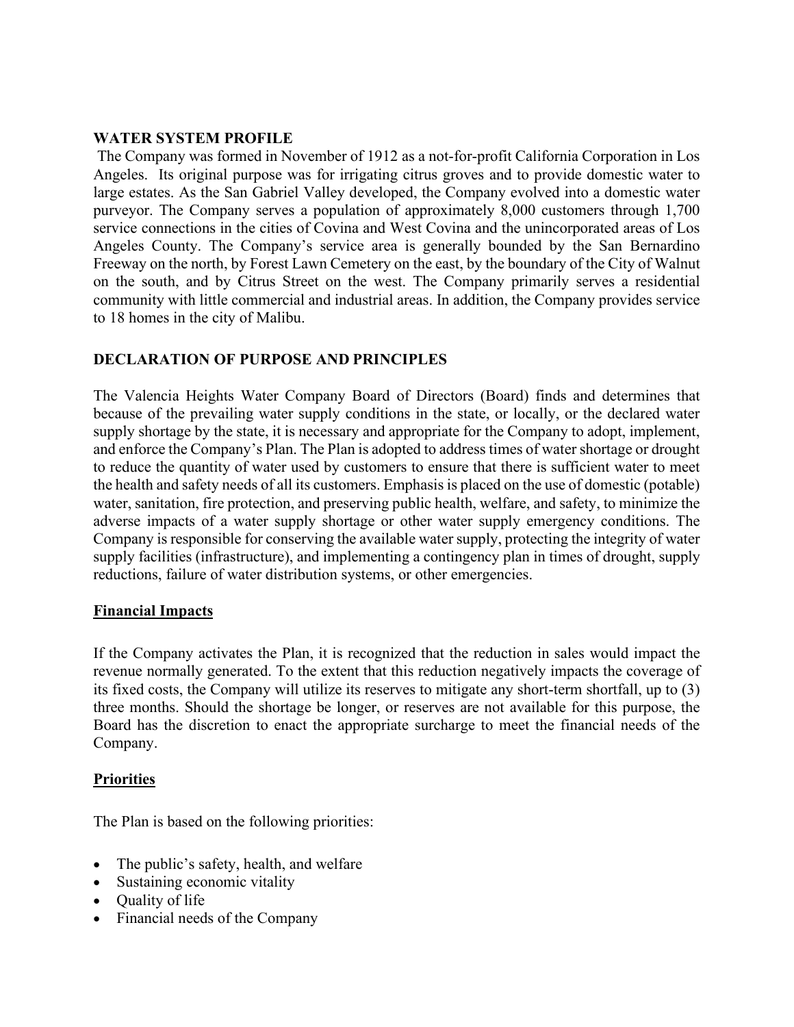## WATER SYSTEM PROFILE

The Company was formed in November of 1912 as a not-for-profit California Corporation in Los Angeles. Its original purpose was for irrigating citrus groves and to provide domestic water to large estates. As the San Gabriel Valley developed, the Company evolved into a domestic water purveyor. The Company serves a population of approximately 8,000 customers through 1,700 service connections in the cities of Covina and West Covina and the unincorporated areas of Los Angeles County. The Company's service area is generally bounded by the San Bernardino Freeway on the north, by Forest Lawn Cemetery on the east, by the boundary of the City of Walnut on the south, and by Citrus Street on the west. The Company primarily serves a residential community with little commercial and industrial areas. In addition, the Company provides service to 18 homes in the city of Malibu.

## DECLARATION OF PURPOSE AND PRINCIPLES

The Valencia Heights Water Company Board of Directors (Board) finds and determines that because of the prevailing water supply conditions in the state, or locally, or the declared water supply shortage by the state, it is necessary and appropriate for the Company to adopt, implement, and enforce the Company's Plan. The Plan is adopted to address times of water shortage or drought to reduce the quantity of water used by customers to ensure that there is sufficient water to meet the health and safety needs of all its customers. Emphasis is placed on the use of domestic (potable) water, sanitation, fire protection, and preserving public health, welfare, and safety, to minimize the adverse impacts of a water supply shortage or other water supply emergency conditions. The Company is responsible for conserving the available water supply, protecting the integrity of water supply facilities (infrastructure), and implementing a contingency plan in times of drought, supply reductions, failure of water distribution systems, or other emergencies.

### Financial Impacts

If the Company activates the Plan, it is recognized that the reduction in sales would impact the revenue normally generated. To the extent that this reduction negatively impacts the coverage of its fixed costs, the Company will utilize its reserves to mitigate any short-term shortfall, up to (3) three months. Should the shortage be longer, or reserves are not available for this purpose, the Board has the discretion to enact the appropriate surcharge to meet the financial needs of the Company.

### Priorities

The Plan is based on the following priorities:

- The public's safety, health, and welfare
- Sustaining economic vitality
- Quality of life
- Financial needs of the Company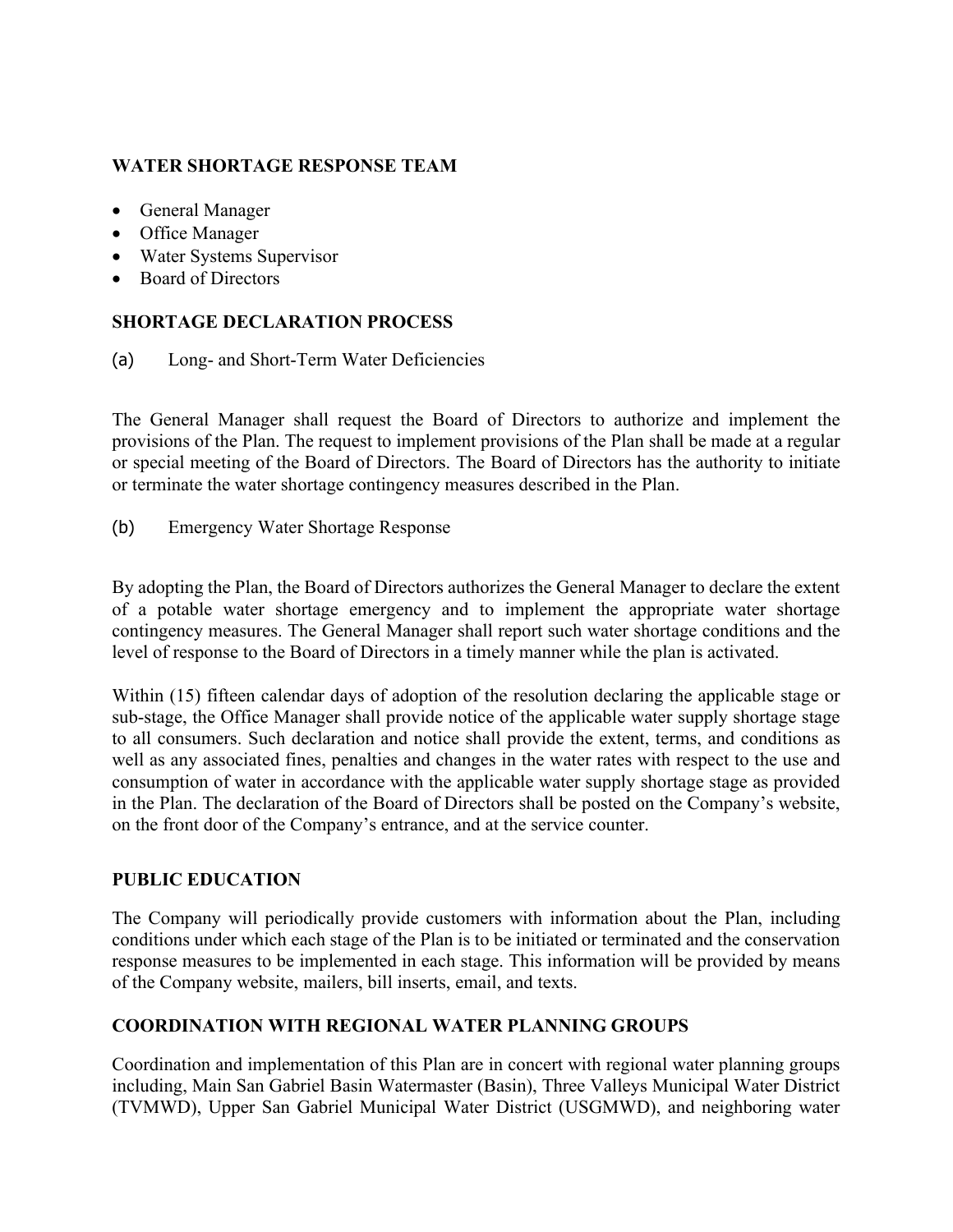## WATER SHORTAGE RESPONSE TEAM

- General Manager
- Office Manager
- Water Systems Supervisor
- Board of Directors

## SHORTAGE DECLARATION PROCESS

(a) Long- and Short-Term Water Deficiencies

The General Manager shall request the Board of Directors to authorize and implement the provisions of the Plan. The request to implement provisions of the Plan shall be made at a regular or special meeting of the Board of Directors. The Board of Directors has the authority to initiate or terminate the water shortage contingency measures described in the Plan.

(b) Emergency Water Shortage Response

By adopting the Plan, the Board of Directors authorizes the General Manager to declare the extent of a potable water shortage emergency and to implement the appropriate water shortage contingency measures. The General Manager shall report such water shortage conditions and the level of response to the Board of Directors in a timely manner while the plan is activated.

Within (15) fifteen calendar days of adoption of the resolution declaring the applicable stage or sub-stage, the Office Manager shall provide notice of the applicable water supply shortage stage to all consumers. Such declaration and notice shall provide the extent, terms, and conditions as well as any associated fines, penalties and changes in the water rates with respect to the use and consumption of water in accordance with the applicable water supply shortage stage as provided in the Plan. The declaration of the Board of Directors shall be posted on the Company's website, on the front door of the Company's entrance, and at the service counter.

## PUBLIC EDUCATION

The Company will periodically provide customers with information about the Plan, including conditions under which each stage of the Plan is to be initiated or terminated and the conservation response measures to be implemented in each stage. This information will be provided by means of the Company website, mailers, bill inserts, email, and texts.

## COORDINATION WITH REGIONAL WATER PLANNING GROUPS

Coordination and implementation of this Plan are in concert with regional water planning groups including, Main San Gabriel Basin Watermaster (Basin), Three Valleys Municipal Water District (TVMWD), Upper San Gabriel Municipal Water District (USGMWD), and neighboring water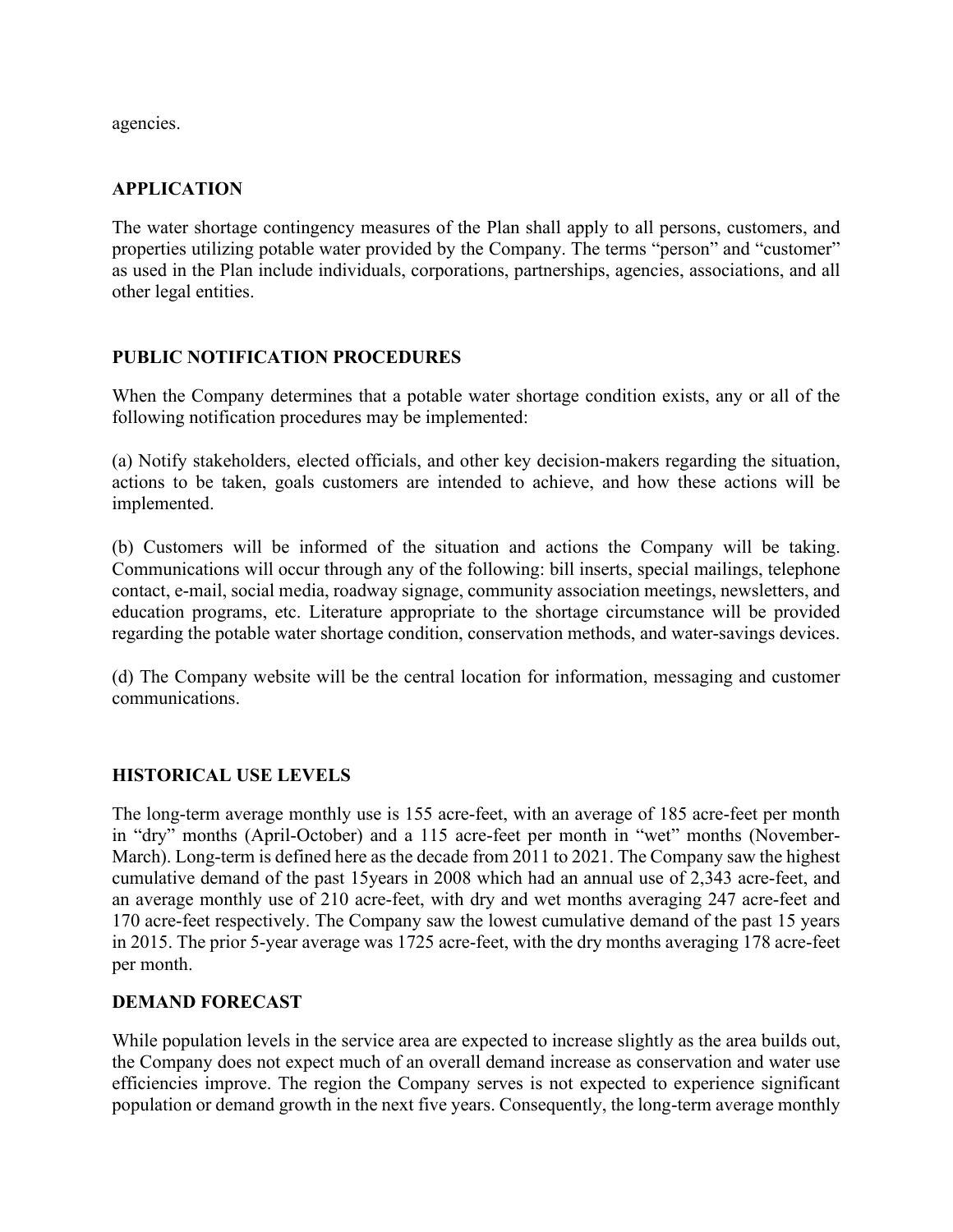agencies.

## APPLICATION

The water shortage contingency measures of the Plan shall apply to all persons, customers, and properties utilizing potable water provided by the Company. The terms "person" and "customer" as used in the Plan include individuals, corporations, partnerships, agencies, associations, and all other legal entities.

## PUBLIC NOTIFICATION PROCEDURES

When the Company determines that a potable water shortage condition exists, any or all of the following notification procedures may be implemented:

(a) Notify stakeholders, elected officials, and other key decision-makers regarding the situation, actions to be taken, goals customers are intended to achieve, and how these actions will be implemented.

(b) Customers will be informed of the situation and actions the Company will be taking. Communications will occur through any of the following: bill inserts, special mailings, telephone contact, e-mail, social media, roadway signage, community association meetings, newsletters, and education programs, etc. Literature appropriate to the shortage circumstance will be provided regarding the potable water shortage condition, conservation methods, and water-savings devices.

(d) The Company website will be the central location for information, messaging and customer communications.

## HISTORICAL USE LEVELS

The long-term average monthly use is 155 acre-feet, with an average of 185 acre-feet per month in "dry" months (April-October) and a 115 acre-feet per month in "wet" months (November-March). Long-term is defined here as the decade from 2011 to 2021. The Company saw the highest cumulative demand of the past 15years in 2008 which had an annual use of 2,343 acre-feet, and an average monthly use of 210 acre-feet, with dry and wet months averaging 247 acre-feet and 170 acre-feet respectively. The Company saw the lowest cumulative demand of the past 15 years in 2015. The prior 5-year average was 1725 acre-feet, with the dry months averaging 178 acre-feet per month.

## DEMAND FORECAST

While population levels in the service area are expected to increase slightly as the area builds out, the Company does not expect much of an overall demand increase as conservation and water use efficiencies improve. The region the Company serves is not expected to experience significant population or demand growth in the next five years. Consequently, the long-term average monthly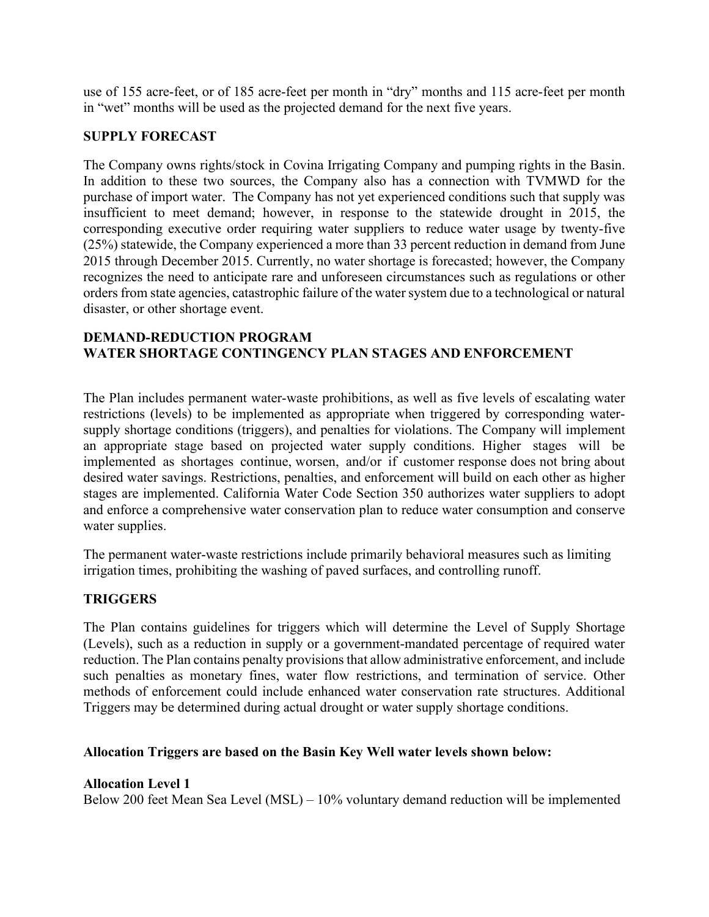use of 155 acre-feet, or of 185 acre-feet per month in "dry" months and 115 acre-feet per month in "wet" months will be used as the projected demand for the next five years.

## SUPPLY FORECAST

The Company owns rights/stock in Covina Irrigating Company and pumping rights in the Basin. In addition to these two sources, the Company also has a connection with TVMWD for the purchase of import water. The Company has not yet experienced conditions such that supply was insufficient to meet demand; however, in response to the statewide drought in 2015, the corresponding executive order requiring water suppliers to reduce water usage by twenty-five (25%) statewide, the Company experienced a more than 33 percent reduction in demand from June 2015 through December 2015. Currently, no water shortage is forecasted; however, the Company recognizes the need to anticipate rare and unforeseen circumstances such as regulations or other orders from state agencies, catastrophic failure of the water system due to a technological or natural disaster, or other shortage event.

## DEMAND-REDUCTION PROGRAM
## WATER SHORTAGE CONTINGENCY PLAN STAGES AND ENFORCEMENT

The Plan includes permanent water-waste prohibitions, as well as five levels of escalating water restrictions (levels) to be implemented as appropriate when triggered by corresponding water-supply shortage conditions (triggers), and penalties for violations. The Company will implement an appropriate stage based on projected water supply conditions. Higher stages will be implemented as shortages continue, worsen, and/or if customer response does not bring about desired water savings. Restrictions, penalties, and enforcement will build on each other as higher stages are implemented. California Water Code Section 350 authorizes water suppliers to adopt and enforce a comprehensive water conservation plan to reduce water consumption and conserve water supplies.

The permanent water-waste restrictions include primarily behavioral measures such as limiting irrigation times, prohibiting the washing of paved surfaces, and controlling runoff.

## TRIGGERS

The Plan contains guidelines for triggers which will determine the Level of Supply Shortage (Levels), such as a reduction in supply or a government-mandated percentage of required water reduction. The Plan contains penalty provisions that allow administrative enforcement, and include such penalties as monetary fines, water flow restrictions, and termination of service. Other methods of enforcement could include enhanced water conservation rate structures. Additional Triggers may be determined during actual drought or water supply shortage conditions.

**Allocation Triggers are based on the Basin Key Well water levels shown below:**

**Allocation Level 1**
Below 200 feet Mean Sea Level (MSL) – 10% voluntary demand reduction will be implemented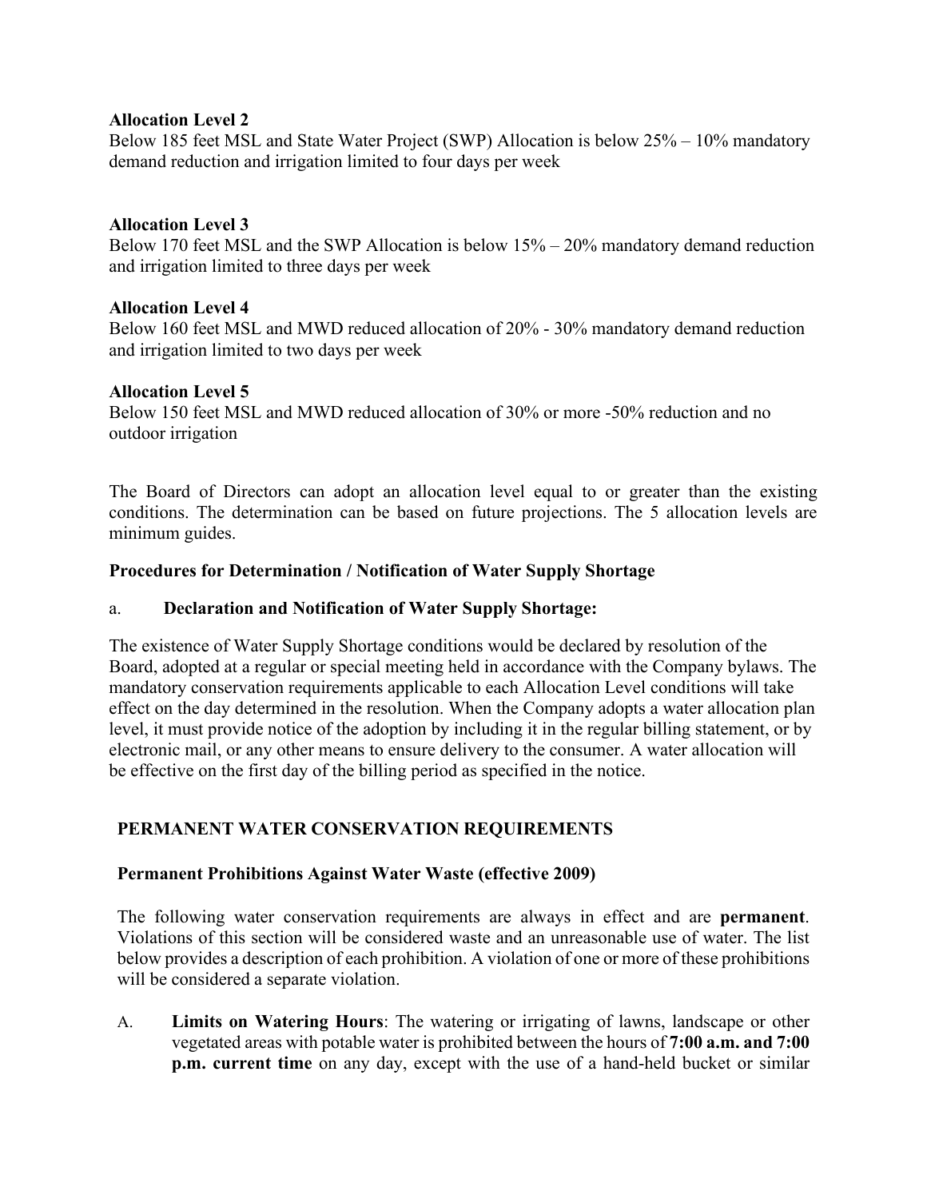**Allocation Level 2**
Below 185 feet MSL and State Water Project (SWP) Allocation is below 25% – 10% mandatory demand reduction and irrigation limited to four days per week

**Allocation Level 3**
Below 170 feet MSL and the SWP Allocation is below 15% – 20% mandatory demand reduction and irrigation limited to three days per week

**Allocation Level 4**
Below 160 feet MSL and MWD reduced allocation of 20% - 30% mandatory demand reduction and irrigation limited to two days per week

**Allocation Level 5**
Below 150 feet MSL and MWD reduced allocation of 30% or more -50% reduction and no outdoor irrigation

The Board of Directors can adopt an allocation level equal to or greater than the existing conditions. The determination can be based on future projections. The 5 allocation levels are minimum guides.

**Procedures for Determination / Notification of Water Supply Shortage**

a. **Declaration and Notification of Water Supply Shortage:**

The existence of Water Supply Shortage conditions would be declared by resolution of the Board, adopted at a regular or special meeting held in accordance with the Company bylaws. The mandatory conservation requirements applicable to each Allocation Level conditions will take effect on the day determined in the resolution. When the Company adopts a water allocation plan level, it must provide notice of the adoption by including it in the regular billing statement, or by electronic mail, or any other means to ensure delivery to the consumer. A water allocation will be effective on the first day of the billing period as specified in the notice.

## PERMANENT WATER CONSERVATION REQUIREMENTS

**Permanent Prohibitions Against Water Waste (effective 2009)**

The following water conservation requirements are always in effect and are **permanent**. Violations of this section will be considered waste and an unreasonable use of water. The list below provides a description of each prohibition. A violation of one or more of these prohibitions will be considered a separate violation.

A. **Limits on Watering Hours**: The watering or irrigating of lawns, landscape or other vegetated areas with potable water is prohibited between the hours of **7:00 a.m. and 7:00 p.m. current time** on any day, except with the use of a hand-held bucket or similar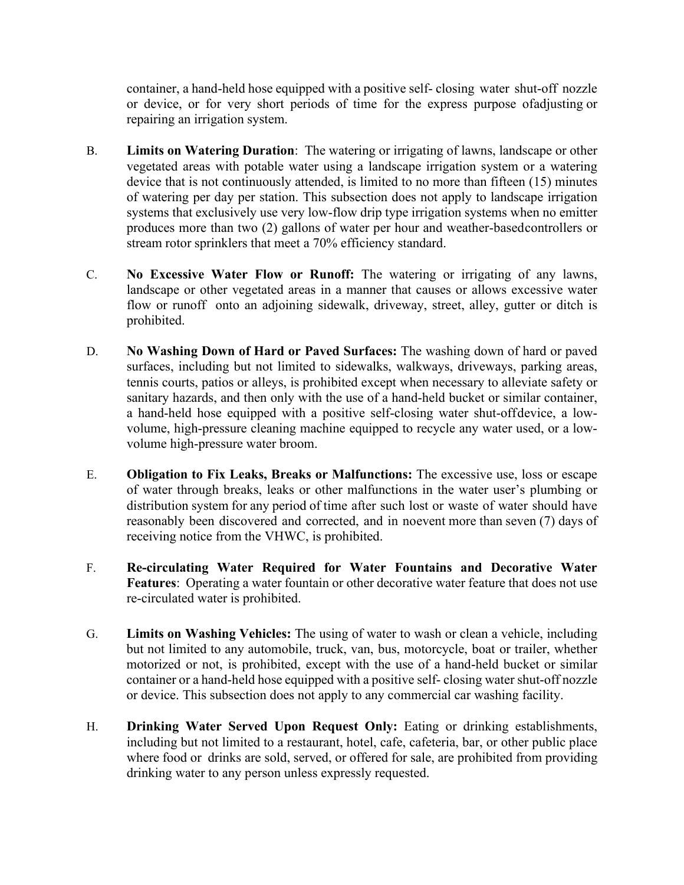container, a hand-held hose equipped with a positive self- closing water shut-off nozzle or device, or for very short periods of time for the express purpose ofadjusting or repairing an irrigation system.

B. **Limits on Watering Duration**: The watering or irrigating of lawns, landscape or other vegetated areas with potable water using a landscape irrigation system or a watering device that is not continuously attended, is limited to no more than fifteen (15) minutes of watering per day per station. This subsection does not apply to landscape irrigation systems that exclusively use very low-flow drip type irrigation systems when no emitter produces more than two (2) gallons of water per hour and weather-basedcontrollers or stream rotor sprinklers that meet a 70% efficiency standard.

C. **No Excessive Water Flow or Runoff:** The watering or irrigating of any lawns, landscape or other vegetated areas in a manner that causes or allows excessive water flow or runoff onto an adjoining sidewalk, driveway, street, alley, gutter or ditch is prohibited.

D. **No Washing Down of Hard or Paved Surfaces:** The washing down of hard or paved surfaces, including but not limited to sidewalks, walkways, driveways, parking areas, tennis courts, patios or alleys, is prohibited except when necessary to alleviate safety or sanitary hazards, and then only with the use of a hand-held bucket or similar container, a hand-held hose equipped with a positive self-closing water shut-offdevice, a low-volume, high-pressure cleaning machine equipped to recycle any water used, or a low-volume high-pressure water broom.

E. **Obligation to Fix Leaks, Breaks or Malfunctions:** The excessive use, loss or escape of water through breaks, leaks or other malfunctions in the water user's plumbing or distribution system for any period of time after such lost or waste of water should have reasonably been discovered and corrected, and in noevent more than seven (7) days of receiving notice from the VHWC, is prohibited.

F. **Re-circulating Water Required for Water Fountains and Decorative Water Features**: Operating a water fountain or other decorative water feature that does not use re-circulated water is prohibited.

G. **Limits on Washing Vehicles:** The using of water to wash or clean a vehicle, including but not limited to any automobile, truck, van, bus, motorcycle, boat or trailer, whether motorized or not, is prohibited, except with the use of a hand-held bucket or similar container or a hand-held hose equipped with a positive self- closing water shut-off nozzle or device. This subsection does not apply to any commercial car washing facility.

H. **Drinking Water Served Upon Request Only:** Eating or drinking establishments, including but not limited to a restaurant, hotel, cafe, cafeteria, bar, or other public place where food or drinks are sold, served, or offered for sale, are prohibited from providing drinking water to any person unless expressly requested.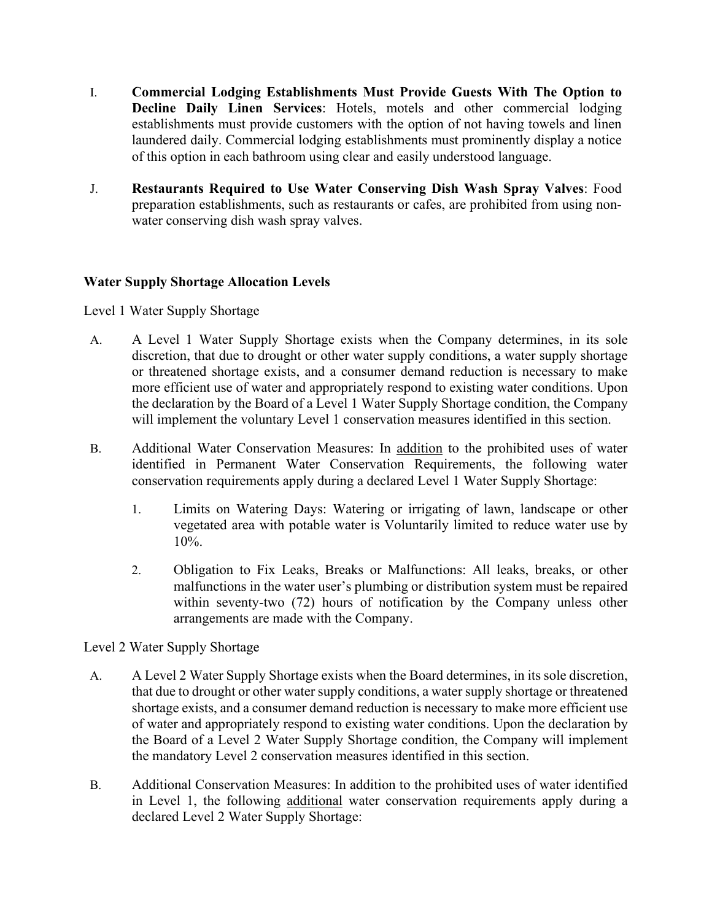I. **Commercial Lodging Establishments Must Provide Guests With The Option to Decline Daily Linen Services**: Hotels, motels and other commercial lodging establishments must provide customers with the option of not having towels and linen laundered daily. Commercial lodging establishments must prominently display a notice of this option in each bathroom using clear and easily understood language.

J. **Restaurants Required to Use Water Conserving Dish Wash Spray Valves**: Food preparation establishments, such as restaurants or cafes, are prohibited from using non-water conserving dish wash spray valves.

**Water Supply Shortage Allocation Levels**

Level 1 Water Supply Shortage

A. A Level 1 Water Supply Shortage exists when the Company determines, in its sole discretion, that due to drought or other water supply conditions, a water supply shortage or threatened shortage exists, and a consumer demand reduction is necessary to make more efficient use of water and appropriately respond to existing water conditions. Upon the declaration by the Board of a Level 1 Water Supply Shortage condition, the Company will implement the voluntary Level 1 conservation measures identified in this section.

B. Additional Water Conservation Measures: In <u>addition</u> to the prohibited uses of water identified in Permanent Water Conservation Requirements, the following water conservation requirements apply during a declared Level 1 Water Supply Shortage:

   1. Limits on Watering Days: Watering or irrigating of lawn, landscape or other vegetated area with potable water is Voluntarily limited to reduce water use by 10%.

   2. Obligation to Fix Leaks, Breaks or Malfunctions: All leaks, breaks, or other malfunctions in the water user's plumbing or distribution system must be repaired within seventy-two (72) hours of notification by the Company unless other arrangements are made with the Company.

Level 2 Water Supply Shortage

A. A Level 2 Water Supply Shortage exists when the Board determines, in its sole discretion, that due to drought or other water supply conditions, a water supply shortage or threatened shortage exists, and a consumer demand reduction is necessary to make more efficient use of water and appropriately respond to existing water conditions. Upon the declaration by the Board of a Level 2 Water Supply Shortage condition, the Company will implement the mandatory Level 2 conservation measures identified in this section.

B. Additional Conservation Measures: In addition to the prohibited uses of water identified in Level 1, the following <u>additional</u> water conservation requirements apply during a declared Level 2 Water Supply Shortage: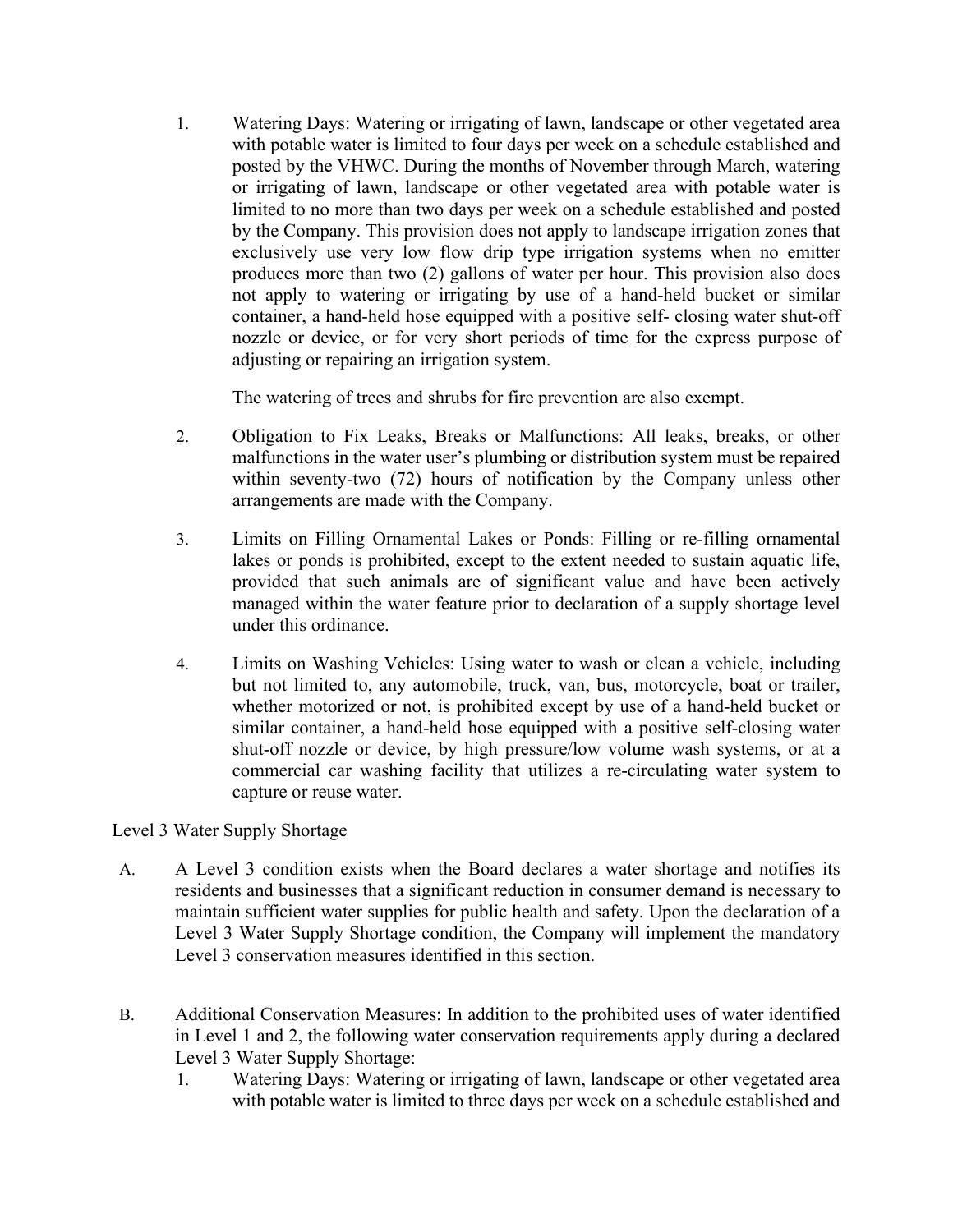1. Watering Days: Watering or irrigating of lawn, landscape or other vegetated area with potable water is limited to four days per week on a schedule established and posted by the VHWC. During the months of November through March, watering or irrigating of lawn, landscape or other vegetated area with potable water is limited to no more than two days per week on a schedule established and posted by the Company. This provision does not apply to landscape irrigation zones that exclusively use very low flow drip type irrigation systems when no emitter produces more than two (2) gallons of water per hour. This provision also does not apply to watering or irrigating by use of a hand-held bucket or similar container, a hand-held hose equipped with a positive self- closing water shut-off nozzle or device, or for very short periods of time for the express purpose of adjusting or repairing an irrigation system.

   The watering of trees and shrubs for fire prevention are also exempt.

2. Obligation to Fix Leaks, Breaks or Malfunctions: All leaks, breaks, or other malfunctions in the water user's plumbing or distribution system must be repaired within seventy-two (72) hours of notification by the Company unless other arrangements are made with the Company.

3. Limits on Filling Ornamental Lakes or Ponds: Filling or re-filling ornamental lakes or ponds is prohibited, except to the extent needed to sustain aquatic life, provided that such animals are of significant value and have been actively managed within the water feature prior to declaration of a supply shortage level under this ordinance.

4. Limits on Washing Vehicles: Using water to wash or clean a vehicle, including but not limited to, any automobile, truck, van, bus, motorcycle, boat or trailer, whether motorized or not, is prohibited except by use of a hand-held bucket or similar container, a hand-held hose equipped with a positive self-closing water shut-off nozzle or device, by high pressure/low volume wash systems, or at a commercial car washing facility that utilizes a re-circulating water system to capture or reuse water.

Level 3 Water Supply Shortage

A. A Level 3 condition exists when the Board declares a water shortage and notifies its residents and businesses that a significant reduction in consumer demand is necessary to maintain sufficient water supplies for public health and safety. Upon the declaration of a Level 3 Water Supply Shortage condition, the Company will implement the mandatory Level 3 conservation measures identified in this section.

B. Additional Conservation Measures: In <u>addition</u> to the prohibited uses of water identified in Level 1 and 2, the following water conservation requirements apply during a declared Level 3 Water Supply Shortage:

   1. Watering Days: Watering or irrigating of lawn, landscape or other vegetated area with potable water is limited to three days per week on a schedule established and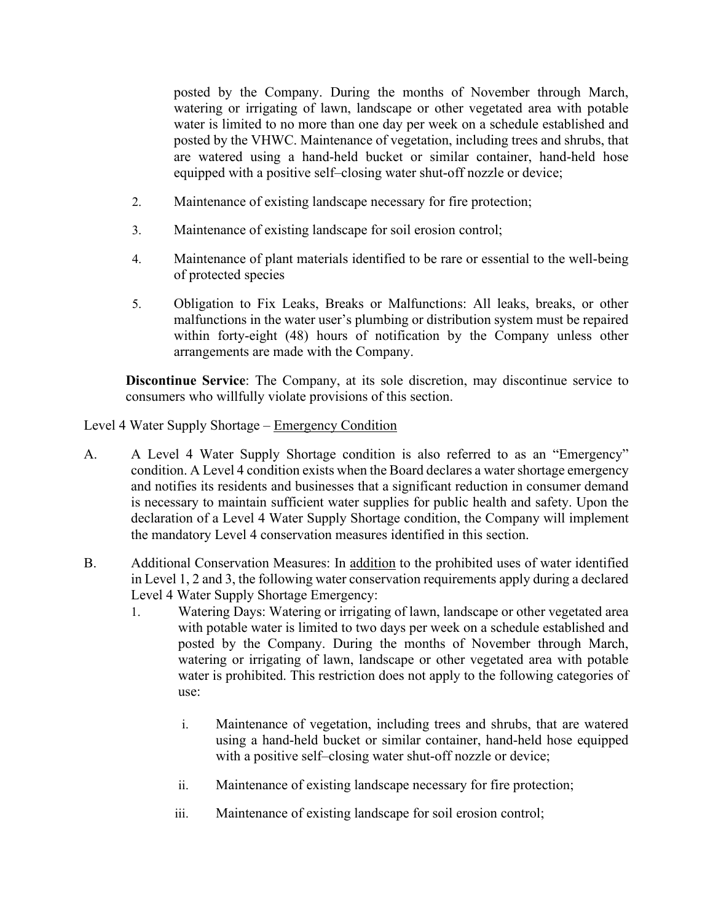posted by the Company. During the months of November through March, watering or irrigating of lawn, landscape or other vegetated area with potable water is limited to no more than one day per week on a schedule established and posted by the VHWC. Maintenance of vegetation, including trees and shrubs, that are watered using a hand-held bucket or similar container, hand-held hose equipped with a positive self–closing water shut-off nozzle or device;

2. Maintenance of existing landscape necessary for fire protection;

3. Maintenance of existing landscape for soil erosion control;

4. Maintenance of plant materials identified to be rare or essential to the well-being of protected species

5. Obligation to Fix Leaks, Breaks or Malfunctions: All leaks, breaks, or other malfunctions in the water user's plumbing or distribution system must be repaired within forty-eight (48) hours of notification by the Company unless other arrangements are made with the Company.

**Discontinue Service**: The Company, at its sole discretion, may discontinue service to consumers who willfully violate provisions of this section.

Level 4 Water Supply Shortage – <u>Emergency Condition</u>

A. A Level 4 Water Supply Shortage condition is also referred to as an "Emergency" condition. A Level 4 condition exists when the Board declares a water shortage emergency and notifies its residents and businesses that a significant reduction in consumer demand is necessary to maintain sufficient water supplies for public health and safety. Upon the declaration of a Level 4 Water Supply Shortage condition, the Company will implement the mandatory Level 4 conservation measures identified in this section.

B. Additional Conservation Measures: In <u>addition</u> to the prohibited uses of water identified in Level 1, 2 and 3, the following water conservation requirements apply during a declared Level 4 Water Supply Shortage Emergency:

   1. Watering Days: Watering or irrigating of lawn, landscape or other vegetated area with potable water is limited to two days per week on a schedule established and posted by the Company. During the months of November through March, watering or irrigating of lawn, landscape or other vegetated area with potable water is prohibited. This restriction does not apply to the following categories of use:

      i. Maintenance of vegetation, including trees and shrubs, that are watered using a hand-held bucket or similar container, hand-held hose equipped with a positive self–closing water shut-off nozzle or device;

      ii. Maintenance of existing landscape necessary for fire protection;

      iii. Maintenance of existing landscape for soil erosion control;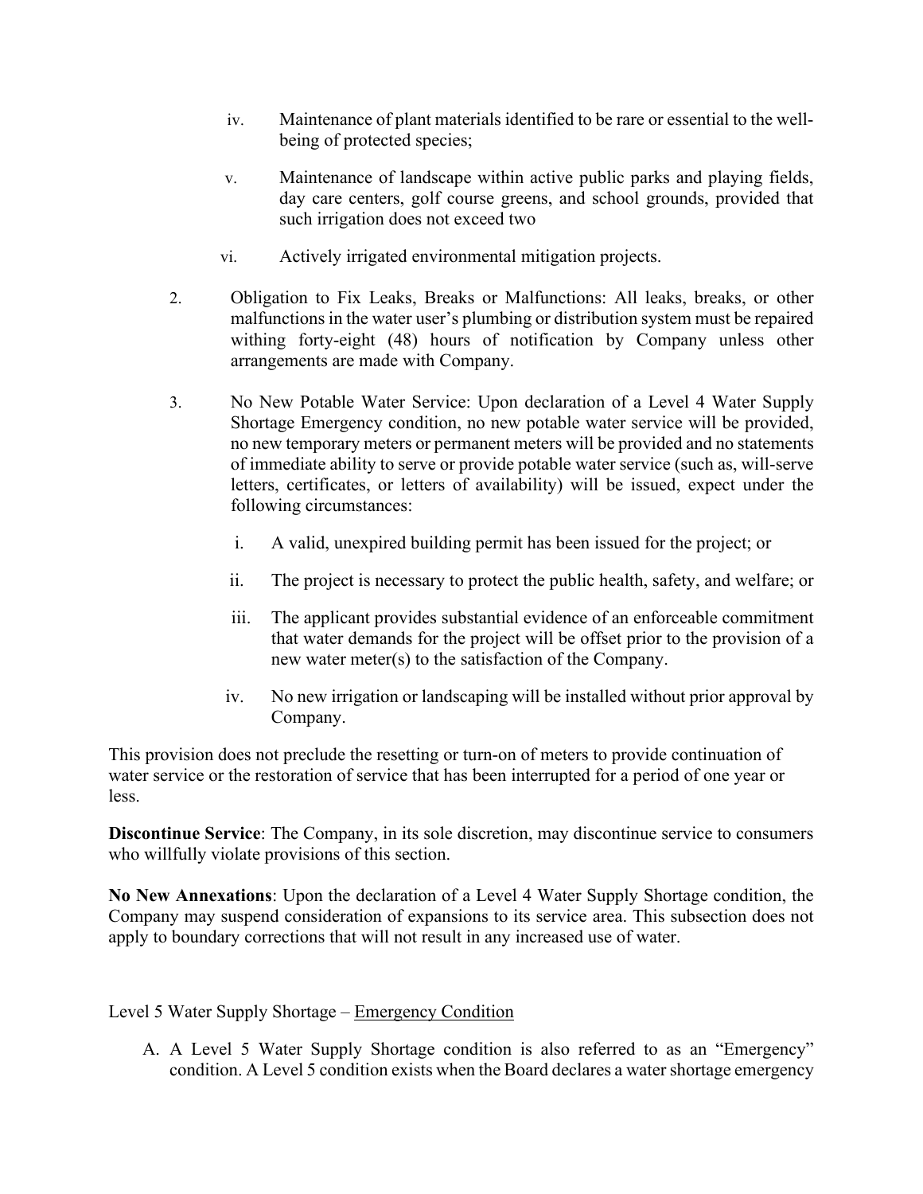iv. Maintenance of plant materials identified to be rare or essential to the well-being of protected species;

v. Maintenance of landscape within active public parks and playing fields, day care centers, golf course greens, and school grounds, provided that such irrigation does not exceed two

vi. Actively irrigated environmental mitigation projects.

2. Obligation to Fix Leaks, Breaks or Malfunctions: All leaks, breaks, or other malfunctions in the water user's plumbing or distribution system must be repaired withing forty-eight (48) hours of notification by Company unless other arrangements are made with Company.

3. No New Potable Water Service: Upon declaration of a Level 4 Water Supply Shortage Emergency condition, no new potable water service will be provided, no new temporary meters or permanent meters will be provided and no statements of immediate ability to serve or provide potable water service (such as, will-serve letters, certificates, or letters of availability) will be issued, expect under the following circumstances:

   i. A valid, unexpired building permit has been issued for the project; or

   ii. The project is necessary to protect the public health, safety, and welfare; or

   iii. The applicant provides substantial evidence of an enforceable commitment that water demands for the project will be offset prior to the provision of a new water meter(s) to the satisfaction of the Company.

   iv. No new irrigation or landscaping will be installed without prior approval by Company.

This provision does not preclude the resetting or turn-on of meters to provide continuation of water service or the restoration of service that has been interrupted for a period of one year or less.

**Discontinue Service**: The Company, in its sole discretion, may discontinue service to consumers who willfully violate provisions of this section.

**No New Annexations**: Upon the declaration of a Level 4 Water Supply Shortage condition, the Company may suspend consideration of expansions to its service area. This subsection does not apply to boundary corrections that will not result in any increased use of water.

Level 5 Water Supply Shortage – Emergency Condition

A. A Level 5 Water Supply Shortage condition is also referred to as an "Emergency" condition. A Level 5 condition exists when the Board declares a water shortage emergency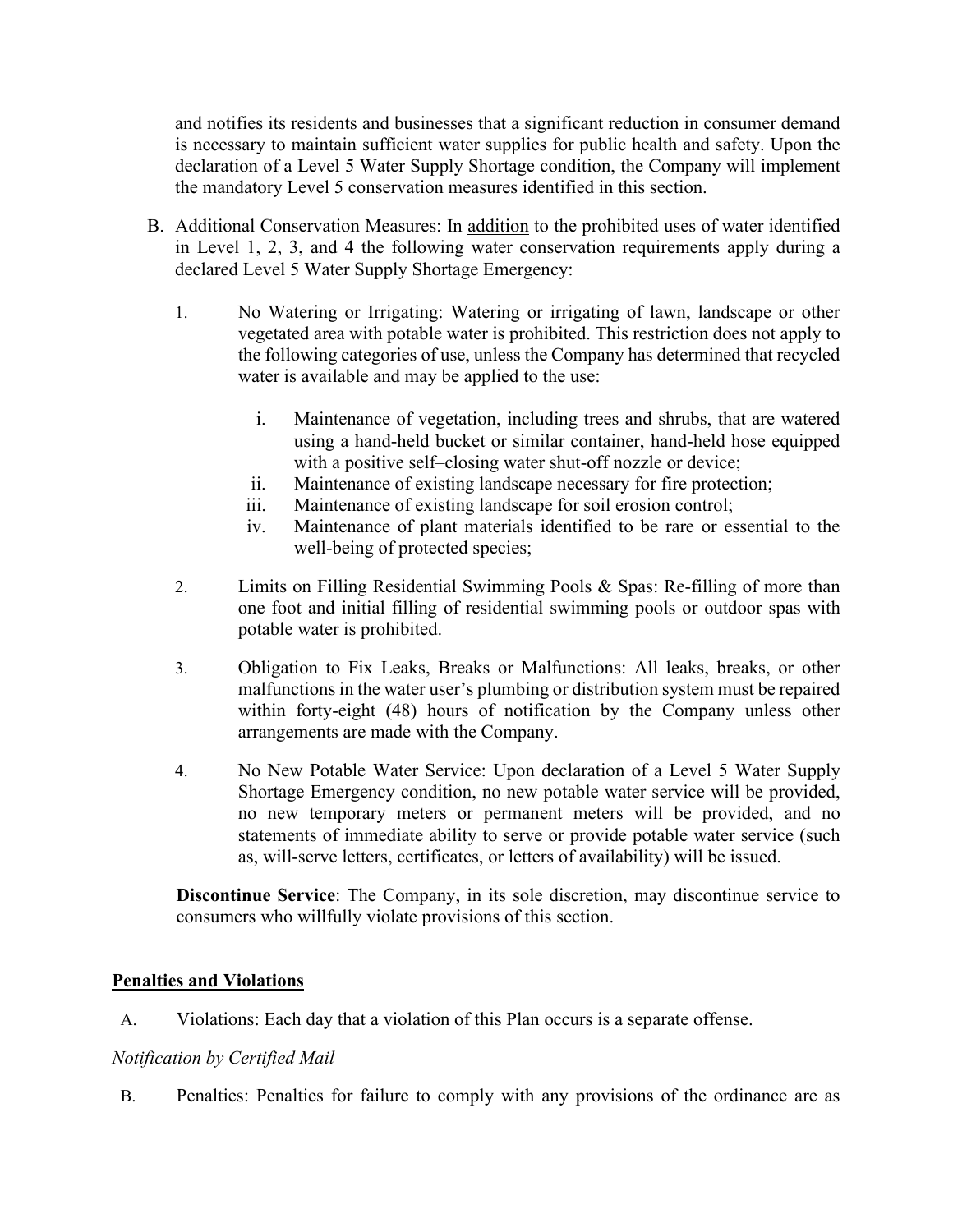and notifies its residents and businesses that a significant reduction in consumer demand is necessary to maintain sufficient water supplies for public health and safety. Upon the declaration of a Level 5 Water Supply Shortage condition, the Company will implement the mandatory Level 5 conservation measures identified in this section.

B. Additional Conservation Measures: In <u>addition</u> to the prohibited uses of water identified in Level 1, 2, 3, and 4 the following water conservation requirements apply during a declared Level 5 Water Supply Shortage Emergency:

1. No Watering or Irrigating: Watering or irrigating of lawn, landscape or other vegetated area with potable water is prohibited. This restriction does not apply to the following categories of use, unless the Company has determined that recycled water is available and may be applied to the use:

   i. Maintenance of vegetation, including trees and shrubs, that are watered using a hand-held bucket or similar container, hand-held hose equipped with a positive self–closing water shut-off nozzle or device;
   ii. Maintenance of existing landscape necessary for fire protection;
   iii. Maintenance of existing landscape for soil erosion control;
   iv. Maintenance of plant materials identified to be rare or essential to the well-being of protected species;

2. Limits on Filling Residential Swimming Pools & Spas: Re-filling of more than one foot and initial filling of residential swimming pools or outdoor spas with potable water is prohibited.

3. Obligation to Fix Leaks, Breaks or Malfunctions: All leaks, breaks, or other malfunctions in the water user's plumbing or distribution system must be repaired within forty-eight (48) hours of notification by the Company unless other arrangements are made with the Company.

4. No New Potable Water Service: Upon declaration of a Level 5 Water Supply Shortage Emergency condition, no new potable water service will be provided, no new temporary meters or permanent meters will be provided, and no statements of immediate ability to serve or provide potable water service (such as, will-serve letters, certificates, or letters of availability) will be issued.

**Discontinue Service**: The Company, in its sole discretion, may discontinue service to consumers who willfully violate provisions of this section.

## <u>Penalties and Violations</u>

A. Violations: Each day that a violation of this Plan occurs is a separate offense.

*Notification by Certified Mail*

B. Penalties: Penalties for failure to comply with any provisions of the ordinance are as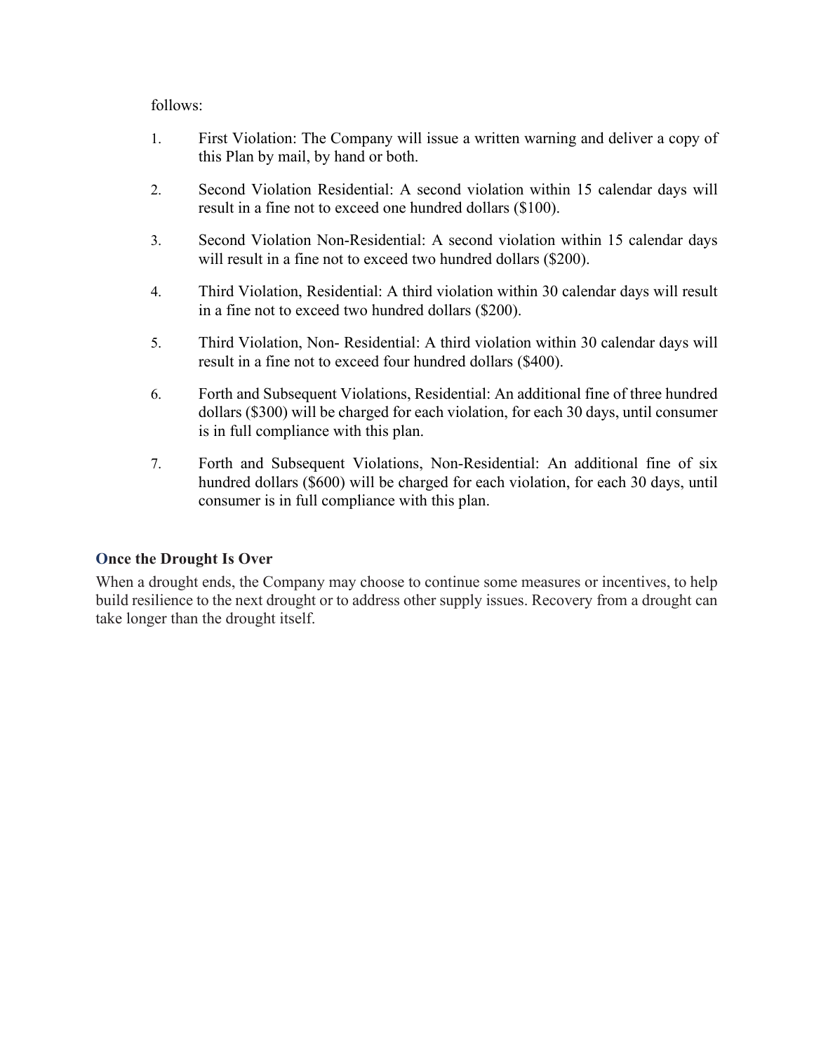follows:

1. First Violation: The Company will issue a written warning and deliver a copy of this Plan by mail, by hand or both.

2. Second Violation Residential: A second violation within 15 calendar days will result in a fine not to exceed one hundred dollars ($100).

3. Second Violation Non-Residential: A second violation within 15 calendar days will result in a fine not to exceed two hundred dollars ($200).

4. Third Violation, Residential: A third violation within 30 calendar days will result in a fine not to exceed two hundred dollars ($200).

5. Third Violation, Non- Residential: A third violation within 30 calendar days will result in a fine not to exceed four hundred dollars ($400).

6. Forth and Subsequent Violations, Residential: An additional fine of three hundred dollars ($300) will be charged for each violation, for each 30 days, until consumer is in full compliance with this plan.

7. Forth and Subsequent Violations, Non-Residential: An additional fine of six hundred dollars ($600) will be charged for each violation, for each 30 days, until consumer is in full compliance with this plan.

### Once the Drought Is Over

When a drought ends, the Company may choose to continue some measures or incentives, to help build resilience to the next drought or to address other supply issues. Recovery from a drought can take longer than the drought itself.